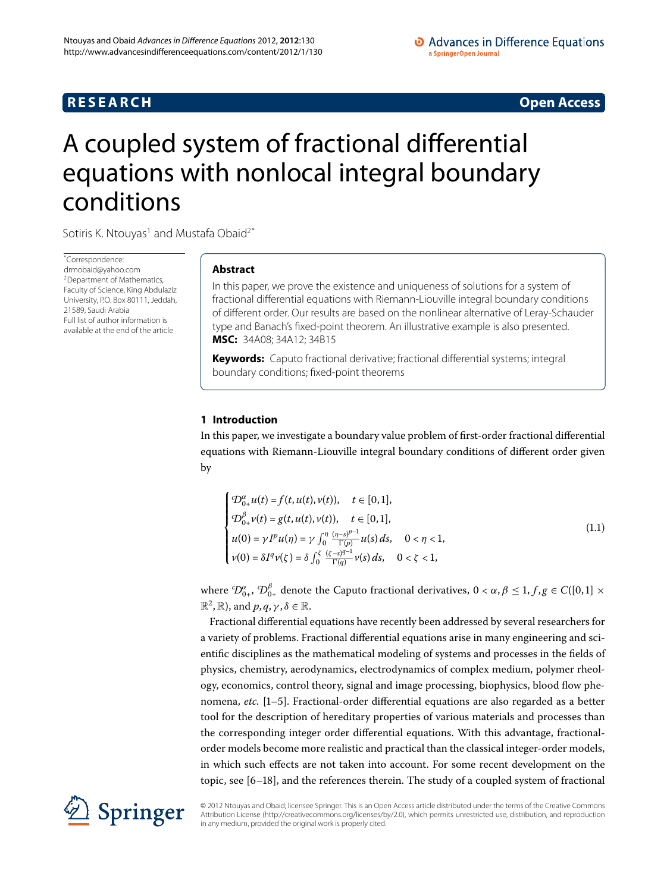RESEARCH **Open Access**

# A coupled system of fractional differential equations with nonlocal integral boundary conditions

Sotiris K. Ntouyas[1] and Mustafa Obaid[2*]

*Correspondence: drmobaid@yahoo.com
[2]Department of Mathematics, Faculty of Science, King Abdulaziz University, P.O. Box 80111, Jeddah, 21589, Saudi Arabia
Full list of author information is available at the end of the article

## Abstract

In this paper, we prove the existence and uniqueness of solutions for a system of fractional differential equations with Riemann-Liouville integral boundary conditions of different order. Our results are based on the nonlinear alternative of Leray-Schauder type and Banach's fixed-point theorem. An illustrative example is also presented.

**MSC:** 34A08; 34A12; 34B15

**Keywords:** Caputo fractional derivative; fractional differential systems; integral boundary conditions; fixed-point theorems

## 1 Introduction

In this paper, we investigate a boundary value problem of first-order fractional differential equations with Riemann-Liouville integral boundary conditions of different order given by

$$
\begin{cases}
\mathcal{D}_{0+}^{\alpha} u(t) = f(t, u(t), v(t)), & t \in [0,1], \\
\mathcal{D}_{0+}^{\beta} v(t) = g(t, u(t), v(t)), & t \in [0,1], \\
u(0) = \gamma I^{p} u(\eta) = \gamma \int_0^{\eta} \frac{(\eta - s)^{p-1}}{\Gamma(p)} u(s)\, ds, & 0 < \eta < 1, \\
v(0) = \delta I^{q} v(\zeta) = \delta \int_0^{\zeta} \frac{(\zeta - s)^{q-1}}{\Gamma(q)} v(s)\, ds, & 0 < \zeta < 1,
\end{cases}
\tag{1.1}
$$

where $\mathcal{D}_{0+}^{\alpha}$, $\mathcal{D}_{0+}^{\beta}$ denote the Caputo fractional derivatives, $0 < \alpha, \beta \le 1$, $f, g \in C([0,1] \times \mathbb{R}^2, \mathbb{R})$, and $p, q, \gamma, \delta \in \mathbb{R}$.

Fractional differential equations have recently been addressed by several researchers for a variety of problems. Fractional differential equations arise in many engineering and scientific disciplines as the mathematical modeling of systems and processes in the fields of physics, chemistry, aerodynamics, electrodynamics of complex medium, polymer rheology, economics, control theory, signal and image processing, biophysics, blood flow phenomena, *etc.* [1–5]. Fractional-order differential equations are also regarded as a better tool for the description of hereditary properties of various materials and processes than the corresponding integer order differential equations. With this advantage, fractional-order models become more realistic and practical than the classical integer-order models, in which such effects are not taken into account. For some recent development on the topic, see [6–18], and the references therein. The study of a coupled system of fractional

© 2012 Ntouyas and Obaid; licensee Springer. This is an Open Access article distributed under the terms of the Creative Commons Attribution License (http://creativecommons.org/licenses/by/2.0), which permits unrestricted use, distribution, and reproduction in any medium, provided the original work is properly cited.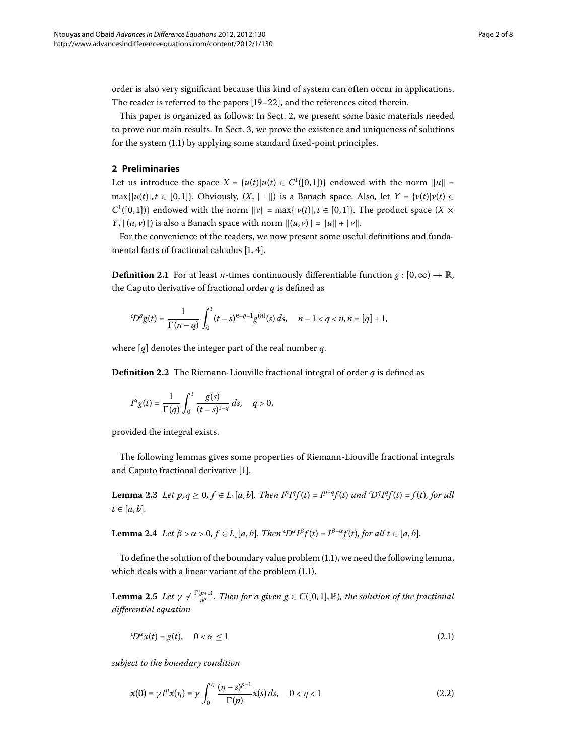order is also very significant because this kind of system can often occur in applications. The reader is referred to the papers [19–22], and the references cited therein.

This paper is organized as follows: In Sect. 2, we present some basic materials needed to prove our main results. In Sect. 3, we prove the existence and uniqueness of solutions for the system (1.1) by applying some standard fixed-point principles.

## 2 Preliminaries

Let us introduce the space $X = \{u(t)|u(t) \in C^1([0,1])\}$ endowed with the norm $\|u\| = \max\{|u(t)|, t \in [0,1]\}$. Obviously, $(X, \|\cdot\|)$ is a Banach space. Also, let $Y = \{v(t)|v(t) \in C^1([0,1])\}$ endowed with the norm $\|v\| = \max\{|v(t)|, t \in [0,1]\}$. The product space $(X \times Y, \|(u,v)\|)$ is also a Banach space with norm $\|(u,v)\| = \|u\| + \|v\|$.

For the convenience of the readers, we now present some useful definitions and fundamental facts of fractional calculus [1, 4].

**Definition 2.1** For at least $n$-times continuously differentiable function $g : [0,\infty) \to \mathbb{R}$, the Caputo derivative of fractional order $q$ is defined as

$$^{c}D^{q}g(t) = \frac{1}{\Gamma(n-q)} \int_0^t (t-s)^{n-q-1} g^{(n)}(s)\, ds, \quad n-1 < q < n, n = [q] + 1,$$

where $[q]$ denotes the integer part of the real number $q$.

**Definition 2.2** The Riemann-Liouville fractional integral of order $q$ is defined as

$$I^{q}g(t) = \frac{1}{\Gamma(q)} \int_0^t \frac{g(s)}{(t-s)^{1-q}}\, ds, \quad q > 0,$$

provided the integral exists.

The following lemmas gives some properties of Riemann-Liouville fractional integrals and Caputo fractional derivative [1].

**Lemma 2.3** *Let $p, q \geq 0$, $f \in L_1[a,b]$. Then $I^p I^q f(t) = I^{p+q} f(t)$ and $^{c}D^{q} I^{q} f(t) = f(t)$, for all $t \in [a,b]$.*

**Lemma 2.4** *Let $\beta > \alpha > 0$, $f \in L_1[a,b]$. Then $^{c}D^{\alpha} I^{\beta} f(t) = I^{\beta-\alpha} f(t)$, for all $t \in [a,b]$.*

To define the solution of the boundary value problem (1.1), we need the following lemma, which deals with a linear variant of the problem (1.1).

**Lemma 2.5** *Let $\gamma \neq \frac{\Gamma(p+1)}{\eta^p}$. Then for a given $g \in C([0,1], \mathbb{R})$, the solution of the fractional differential equation*

$$^{c}D^{\alpha}x(t) = g(t), \quad 0 < \alpha \leq 1 \tag{2.1}$$

*subject to the boundary condition*

$$x(0) = \gamma I^p x(\eta) = \gamma \int_0^{\eta} \frac{(\eta - s)^{p-1}}{\Gamma(p)} x(s)\, ds, \quad 0 < \eta < 1 \tag{2.2}$$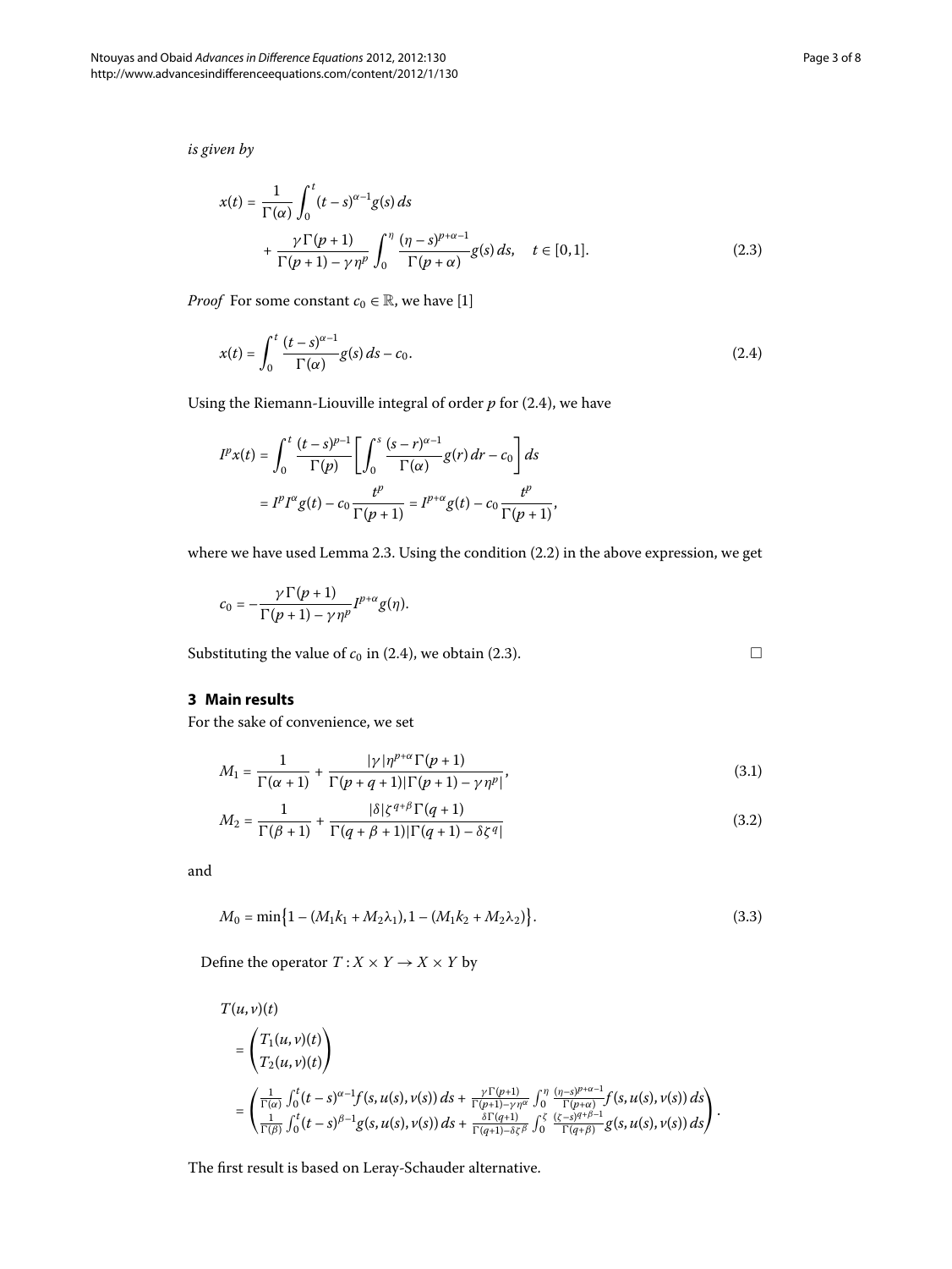*is given by*

$$x(t) = \frac{1}{\Gamma(\alpha)} \int_0^t (t-s)^{\alpha-1} g(s)\,ds + \frac{\gamma\Gamma(p+1)}{\Gamma(p+1)-\gamma\eta^p} \int_0^\eta \frac{(\eta-s)^{p+\alpha-1}}{\Gamma(p+\alpha)} g(s)\,ds, \quad t \in [0,1]. \tag{2.3}$$

*Proof* For some constant $c_0 \in \mathbb{R}$, we have [1]

$$x(t) = \int_0^t \frac{(t-s)^{\alpha-1}}{\Gamma(\alpha)} g(s)\,ds - c_0. \tag{2.4}$$

Using the Riemann-Liouville integral of order $p$ for (2.4), we have

$$\begin{aligned} I^p x(t) &= \int_0^t \frac{(t-s)^{p-1}}{\Gamma(p)} \left[ \int_0^s \frac{(s-r)^{\alpha-1}}{\Gamma(\alpha)} g(r)\,dr - c_0 \right] ds \\ &= I^p I^\alpha g(t) - c_0 \frac{t^p}{\Gamma(p+1)} = I^{p+\alpha} g(t) - c_0 \frac{t^p}{\Gamma(p+1)}, \end{aligned}$$

where we have used Lemma 2.3. Using the condition (2.2) in the above expression, we get

$$c_0 = -\frac{\gamma\Gamma(p+1)}{\Gamma(p+1)-\gamma\eta^p} I^{p+\alpha} g(\eta).$$

Substituting the value of $c_0$ in (2.4), we obtain (2.3). □

## 3 Main results

For the sake of convenience, we set

$$M_1 = \frac{1}{\Gamma(\alpha+1)} + \frac{|\gamma|\eta^{p+\alpha}\Gamma(p+1)}{\Gamma(p+q+1)|\Gamma(p+1)-\gamma\eta^p|}, \tag{3.1}$$

$$M_2 = \frac{1}{\Gamma(\beta+1)} + \frac{|\delta|\zeta^{q+\beta}\Gamma(q+1)}{\Gamma(q+\beta+1)|\Gamma(q+1)-\delta\zeta^q|} \tag{3.2}$$

and

$$M_0 = \min\{1-(M_1k_1+M_2\lambda_1), 1-(M_1k_2+M_2\lambda_2)\}. \tag{3.3}$$

Define the operator $T : X \times Y \to X \times Y$ by

$$\begin{aligned} T(u,v)(t) &= \begin{pmatrix} T_1(u,v)(t) \\ T_2(u,v)(t) \end{pmatrix} \\ &= \begin{pmatrix} \frac{1}{\Gamma(\alpha)} \int_0^t (t-s)^{\alpha-1} f(s,u(s),v(s))\,ds + \frac{\gamma\Gamma(p+1)}{\Gamma(p+1)-\gamma\eta^\alpha} \int_0^\eta \frac{(\eta-s)^{p+\alpha-1}}{\Gamma(p+\alpha)} f(s,u(s),v(s))\,ds \\ \frac{1}{\Gamma(\beta)} \int_0^t (t-s)^{\beta-1} g(s,u(s),v(s))\,ds + \frac{\delta\Gamma(q+1)}{\Gamma(q+1)-\delta\zeta^\beta} \int_0^\zeta \frac{(\zeta-s)^{q+\beta-1}}{\Gamma(q+\beta)} g(s,u(s),v(s))\,ds \end{pmatrix}. \end{aligned}$$

The first result is based on Leray-Schauder alternative.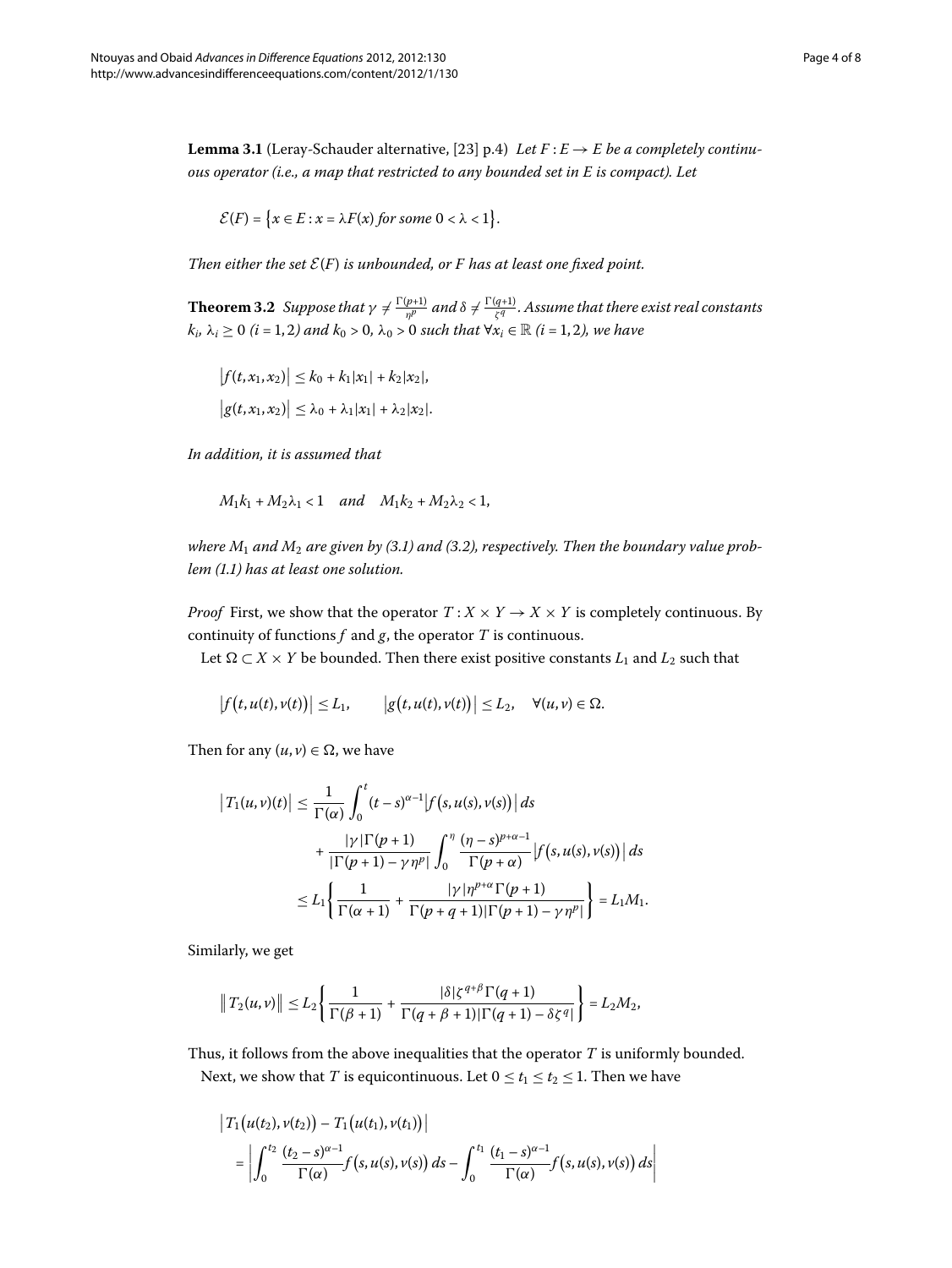**Lemma 3.1** (Leray-Schauder alternative, [23] p.4) *Let $F : E \to E$ be a completely continuous operator (i.e., a map that restricted to any bounded set in $E$ is compact). Let*

$$\mathcal{E}(F) = \{x \in E : x = \lambda F(x) \text{ for some } 0 < \lambda < 1\}.$$

*Then either the set $\mathcal{E}(F)$ is unbounded, or $F$ has at least one fixed point.*

**Theorem 3.2** *Suppose that $\gamma \neq \frac{\Gamma(p+1)}{\eta^p}$ and $\delta \neq \frac{\Gamma(q+1)}{\zeta^q}$. Assume that there exist real constants $k_i$, $\lambda_i \geq 0$ $(i = 1, 2)$ and $k_0 > 0$, $\lambda_0 > 0$ such that $\forall x_i \in \mathbb{R}$ $(i = 1, 2)$, we have*

$$|f(t, x_1, x_2)| \leq k_0 + k_1|x_1| + k_2|x_2|,$$

$$|g(t, x_1, x_2)| \leq \lambda_0 + \lambda_1|x_1| + \lambda_2|x_2|.$$

*In addition, it is assumed that*

$$M_1 k_1 + M_2 \lambda_1 < 1 \quad \text{and} \quad M_1 k_2 + M_2 \lambda_2 < 1,$$

*where $M_1$ and $M_2$ are given by (3.1) and (3.2), respectively. Then the boundary value problem (1.1) has at least one solution.*

*Proof* First, we show that the operator $T : X \times Y \to X \times Y$ is completely continuous. By continuity of functions $f$ and $g$, the operator $T$ is continuous.

Let $\Omega \subset X \times Y$ be bounded. Then there exist positive constants $L_1$ and $L_2$ such that

$$|f(t, u(t), v(t))| \leq L_1, \qquad |g(t, u(t), v(t))| \leq L_2, \quad \forall (u, v) \in \Omega.$$

Then for any $(u, v) \in \Omega$, we have

$$\begin{aligned}
|T_1(u,v)(t)| &\leq \frac{1}{\Gamma(\alpha)} \int_0^t (t-s)^{\alpha-1} |f(s, u(s), v(s))| \, ds \\
&\quad + \frac{|\gamma|\Gamma(p+1)}{|\Gamma(p+1) - \gamma\eta^p|} \int_0^\eta \frac{(\eta - s)^{p+\alpha-1}}{\Gamma(p+\alpha)} |f(s, u(s), v(s))| \, ds \\
&\leq L_1 \left\{ \frac{1}{\Gamma(\alpha+1)} + \frac{|\gamma|\eta^{p+\alpha}\Gamma(p+1)}{\Gamma(p+q+1)|\Gamma(p+1) - \gamma\eta^p|} \right\} = L_1 M_1.
\end{aligned}$$

Similarly, we get

$$\|T_2(u,v)\| \leq L_2 \left\{ \frac{1}{\Gamma(\beta+1)} + \frac{|\delta|\zeta^{q+\beta}\Gamma(q+1)}{\Gamma(q+\beta+1)|\Gamma(q+1) - \delta\zeta^q|} \right\} = L_2 M_2,$$

Thus, it follows from the above inequalities that the operator $T$ is uniformly bounded.

Next, we show that $T$ is equicontinuous. Let $0 \leq t_1 \leq t_2 \leq 1$. Then we have

$$\begin{aligned}
&|T_1(u(t_2), v(t_2)) - T_1(u(t_1), v(t_1))| \\
&= \left| \int_0^{t_2} \frac{(t_2 - s)^{\alpha-1}}{\Gamma(\alpha)} f(s, u(s), v(s)) \, ds - \int_0^{t_1} \frac{(t_1 - s)^{\alpha-1}}{\Gamma(\alpha)} f(s, u(s), v(s)) \, ds \right|
\end{aligned}$$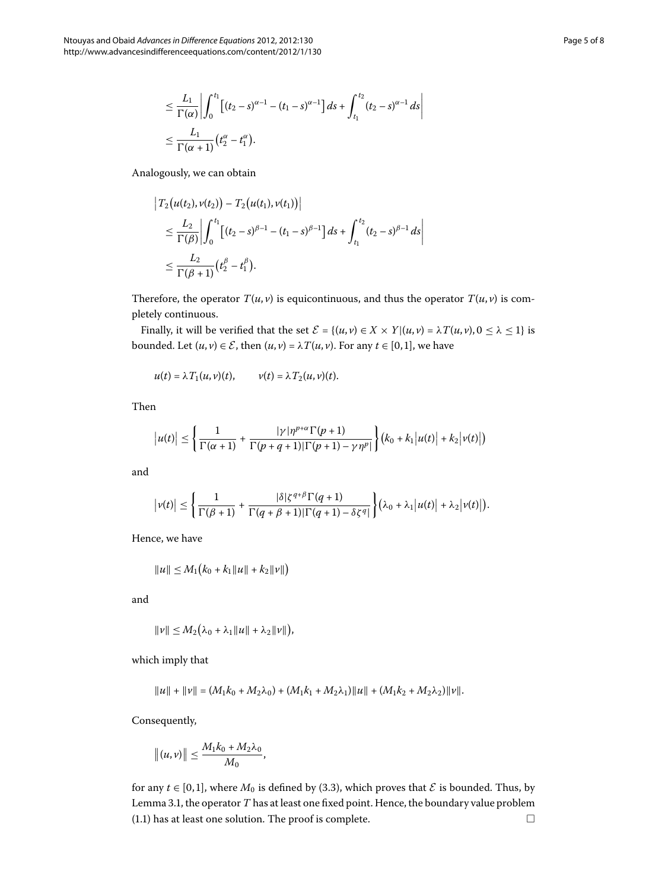$$
\begin{aligned}
&\leq \frac{L_1}{\Gamma(\alpha)} \left| \int_0^{t_1} \left[ (t_2 - s)^{\alpha-1} - (t_1 - s)^{\alpha-1} \right] ds + \int_{t_1}^{t_2} (t_2 - s)^{\alpha-1} \, ds \right| \\
&\leq \frac{L_1}{\Gamma(\alpha+1)} \left( t_2^\alpha - t_1^\alpha \right).
\end{aligned}
$$

Analogously, we can obtain

$$
\begin{aligned}
&\left| T_2\big(u(t_2), v(t_2)\big) - T_2\big(u(t_1), v(t_1)\big) \right| \\
&\quad \leq \frac{L_2}{\Gamma(\beta)} \left| \int_0^{t_1} \left[ (t_2 - s)^{\beta-1} - (t_1 - s)^{\beta-1} \right] ds + \int_{t_1}^{t_2} (t_2 - s)^{\beta-1} \, ds \right| \\
&\quad \leq \frac{L_2}{\Gamma(\beta+1)} \left( t_2^\beta - t_1^\beta \right).
\end{aligned}
$$

Therefore, the operator $T(u,v)$ is equicontinuous, and thus the operator $T(u,v)$ is completely continuous.

Finally, it will be verified that the set $\mathcal{E} = \{(u,v) \in X \times Y \,|\, (u,v) = \lambda T(u,v), 0 \leq \lambda \leq 1\}$ is bounded. Let $(u,v) \in \mathcal{E}$, then $(u,v) = \lambda T(u,v)$. For any $t \in [0,1]$, we have

$$
u(t) = \lambda T_1(u,v)(t), \qquad v(t) = \lambda T_2(u,v)(t).
$$

Then

$$
\left| u(t) \right| \leq \left\{ \frac{1}{\Gamma(\alpha+1)} + \frac{|\gamma| \eta^{p+\alpha} \Gamma(p+1)}{\Gamma(p+q+1) |\Gamma(p+1) - \gamma \eta^p|} \right\} \left( k_0 + k_1 \left| u(t) \right| + k_2 \left| v(t) \right| \right)
$$

and

$$
\left| v(t) \right| \leq \left\{ \frac{1}{\Gamma(\beta+1)} + \frac{|\delta| \zeta^{q+\beta} \Gamma(q+1)}{\Gamma(q+\beta+1) |\Gamma(q+1) - \delta \zeta^q|} \right\} \left( \lambda_0 + \lambda_1 \left| u(t) \right| + \lambda_2 \left| v(t) \right| \right).
$$

Hence, we have

$$
\|u\| \leq M_1 \left( k_0 + k_1 \|u\| + k_2 \|v\| \right)
$$

and

$$
\|v\| \leq M_2 \left( \lambda_0 + \lambda_1 \|u\| + \lambda_2 \|v\| \right),
$$

which imply that

$$
\|u\| + \|v\| = (M_1 k_0 + M_2 \lambda_0) + (M_1 k_1 + M_2 \lambda_1) \|u\| + (M_1 k_2 + M_2 \lambda_2) \|v\|.
$$

Consequently,

$$
\left\| (u,v) \right\| \leq \frac{M_1 k_0 + M_2 \lambda_0}{M_0},
$$

for any $t \in [0,1]$, where $M_0$ is defined by (3.3), which proves that $\mathcal{E}$ is bounded. Thus, by Lemma 3.1, the operator $T$ has at least one fixed point. Hence, the boundary value problem (1.1) has at least one solution. The proof is complete. □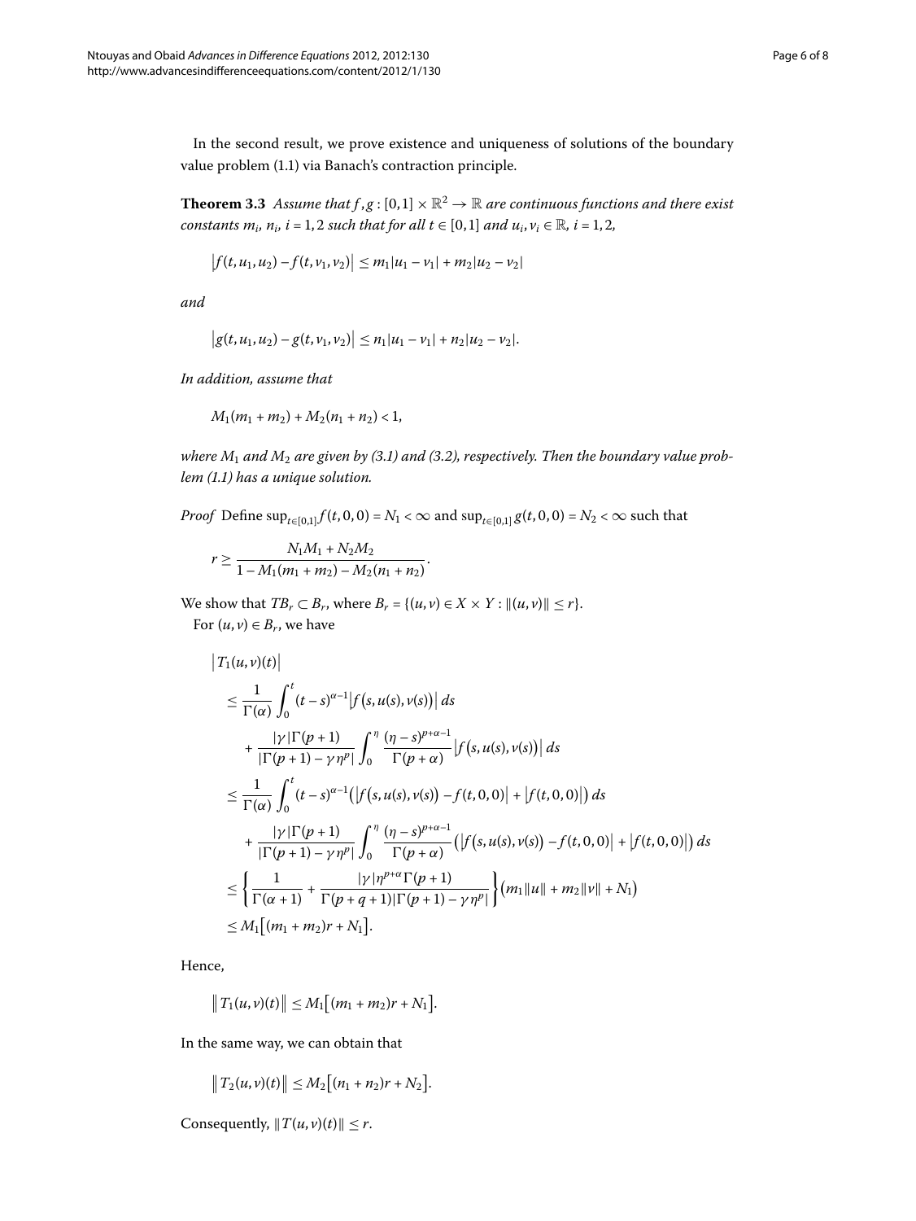In the second result, we prove existence and uniqueness of solutions of the boundary value problem (1.1) via Banach's contraction principle.

**Theorem 3.3** *Assume that $f, g : [0,1] \times \mathbb{R}^2 \to \mathbb{R}$ are continuous functions and there exist constants $m_i$, $n_i$, $i = 1,2$ such that for all $t \in [0,1]$ and $u_i, v_i \in \mathbb{R}$, $i = 1,2$,*

$$\left|f(t,u_1,u_2) - f(t,v_1,v_2)\right| \le m_1|u_1 - v_1| + m_2|u_2 - v_2|$$

*and*

$$\left|g(t,u_1,u_2) - g(t,v_1,v_2)\right| \le n_1|u_1 - v_1| + n_2|u_2 - v_2|.$$

*In addition, assume that*

$$M_1(m_1 + m_2) + M_2(n_1 + n_2) < 1,$$

*where $M_1$ and $M_2$ are given by (3.1) and (3.2), respectively. Then the boundary value problem (1.1) has a unique solution.*

*Proof* Define $\sup_{t\in[0,1]} f(t,0,0) = N_1 < \infty$ and $\sup_{t\in[0,1]} g(t,0,0) = N_2 < \infty$ such that

$$r \ge \frac{N_1 M_1 + N_2 M_2}{1 - M_1(m_1 + m_2) - M_2(n_1 + n_2)}.$$

We show that $TB_r \subset B_r$, where $B_r = \{(u,v) \in X \times Y : \|(u,v)\| \le r\}$.

For $(u,v) \in B_r$, we have

$$\begin{aligned}
&\left|T_1(u,v)(t)\right| \\
&\quad \le \frac{1}{\Gamma(\alpha)} \int_0^t (t-s)^{\alpha-1} \left|f\big(s,u(s),v(s)\big)\right| ds \\
&\qquad + \frac{|\gamma|\Gamma(p+1)}{|\Gamma(p+1) - \gamma\eta^p|} \int_0^\eta \frac{(\eta-s)^{p+\alpha-1}}{\Gamma(p+\alpha)} \left|f\big(s,u(s),v(s)\big)\right| ds \\
&\quad \le \frac{1}{\Gamma(\alpha)} \int_0^t (t-s)^{\alpha-1} \big(\left|f\big(s,u(s),v(s)\big) - f(t,0,0)\right| + \left|f(t,0,0)\right|\big) ds \\
&\qquad + \frac{|\gamma|\Gamma(p+1)}{|\Gamma(p+1) - \gamma\eta^p|} \int_0^\eta \frac{(\eta-s)^{p+\alpha-1}}{\Gamma(p+\alpha)} \big(\left|f\big(s,u(s),v(s)\big) - f(t,0,0)\right| + \left|f(t,0,0)\right|\big) ds \\
&\quad \le \left\{ \frac{1}{\Gamma(\alpha+1)} + \frac{|\gamma|\eta^{p+\alpha}\Gamma(p+1)}{\Gamma(p+q+1)|\Gamma(p+1) - \gamma\eta^p|} \right\} \big(m_1\|u\| + m_2\|v\| + N_1\big) \\
&\quad \le M_1\big[(m_1 + m_2)r + N_1\big].
\end{aligned}$$

Hence,

$$\left\|T_1(u,v)(t)\right\| \le M_1\big[(m_1 + m_2)r + N_1\big].$$

In the same way, we can obtain that

$$\left\|T_2(u,v)(t)\right\| \le M_2\big[(n_1 + n_2)r + N_2\big].$$

Consequently, $\|T(u,v)(t)\| \le r$.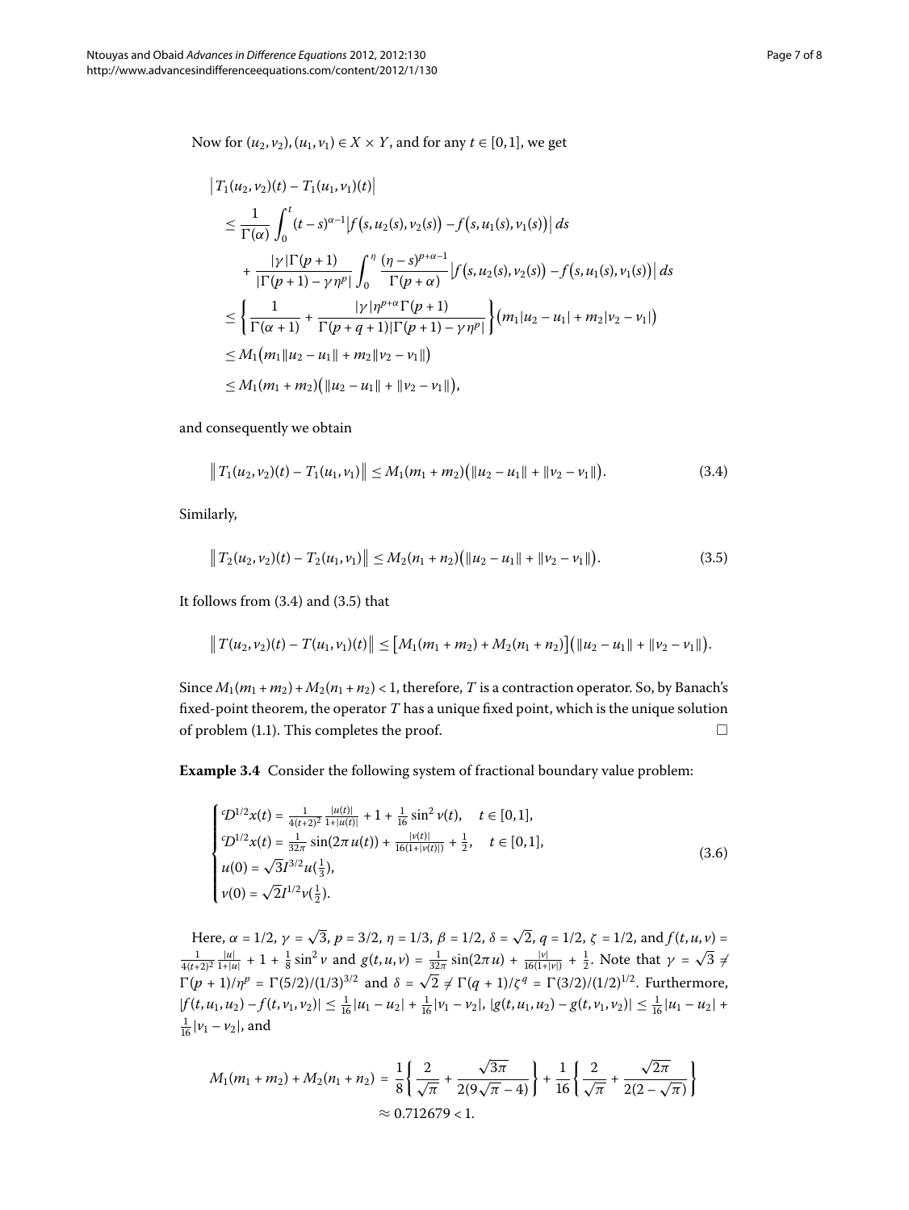Now for $(u_2, v_2), (u_1, v_1) \in X \times Y$, and for any $t \in [0,1]$, we get

$$
\begin{aligned}
&\left|T_1(u_2,v_2)(t) - T_1(u_1,v_1)(t)\right| \\
&\quad \le \frac{1}{\Gamma(\alpha)} \int_0^t (t-s)^{\alpha-1} \left|f\left(s,u_2(s),v_2(s)\right) - f\left(s,u_1(s),v_1(s)\right)\right| ds \\
&\qquad + \frac{|\gamma|\Gamma(p+1)}{|\Gamma(p+1) - \gamma\eta^p|} \int_0^\eta \frac{(\eta-s)^{p+\alpha-1}}{\Gamma(p+\alpha)} \left|f\left(s,u_2(s),v_2(s)\right) - f\left(s,u_1(s),v_1(s)\right)\right| ds \\
&\quad \le \left\{ \frac{1}{\Gamma(\alpha+1)} + \frac{|\gamma|\eta^{p+\alpha}\Gamma(p+1)}{\Gamma(p+q+1)|\Gamma(p+1) - \gamma\eta^p|} \right\} \left(m_1|u_2 - u_1| + m_2|v_2 - v_1|\right) \\
&\quad \le M_1\left(m_1\|u_2 - u_1\| + m_2\|v_2 - v_1\|\right) \\
&\quad \le M_1(m_1 + m_2)\left(\|u_2 - u_1\| + \|v_2 - v_1\|\right),
\end{aligned}
$$

and consequently we obtain

$$
\left\| T_1(u_2,v_2)(t) - T_1(u_1,v_1)\right\| \le M_1(m_1 + m_2)\left(\|u_2 - u_1\| + \|v_2 - v_1\|\right). \tag{3.4}
$$

Similarly,

$$
\left\| T_2(u_2,v_2)(t) - T_2(u_1,v_1)\right\| \le M_2(n_1 + n_2)\left(\|u_2 - u_1\| + \|v_2 - v_1\|\right). \tag{3.5}
$$

It follows from (3.4) and (3.5) that

$$
\left\| T(u_2,v_2)(t) - T(u_1,v_1)(t)\right\| \le \left[M_1(m_1 + m_2) + M_2(n_1 + n_2)\right]\left(\|u_2 - u_1\| + \|v_2 - v_1\|\right).
$$

Since $M_1(m_1 + m_2) + M_2(n_1 + n_2) < 1$, therefore, $T$ is a contraction operator. So, by Banach's fixed-point theorem, the operator $T$ has a unique fixed point, which is the unique solution of problem (1.1). This completes the proof. □

**Example 3.4** Consider the following system of fractional boundary value problem:

$$
\begin{cases}
{}^c\mathcal{D}^{1/2}x(t) = \frac{1}{4(t+2)^2}\frac{|u(t)|}{1+|u(t)|} + 1 + \frac{1}{16}\sin^2 v(t), & t \in [0,1], \\
{}^c\mathcal{D}^{1/2}x(t) = \frac{1}{32\pi}\sin(2\pi u(t)) + \frac{|v(t)|}{16(1+|v(t)|)} + \frac{1}{2}, & t \in [0,1], \\
u(0) = \sqrt{3}I^{3/2}u(\frac{1}{3}), \\
v(0) = \sqrt{2}I^{1/2}v(\frac{1}{2}).
\end{cases} \tag{3.6}
$$

Here, $\alpha = 1/2$, $\gamma = \sqrt{3}$, $p = 3/2$, $\eta = 1/3$, $\beta = 1/2$, $\delta = \sqrt{2}$, $q = 1/2$, $\zeta = 1/2$, and $f(t,u,v) = \frac{1}{4(t+2)^2}\frac{|u|}{1+|u|} + 1 + \frac{1}{8}\sin^2 v$ and $g(t,u,v) = \frac{1}{32\pi}\sin(2\pi u) + \frac{|v|}{16(1+|v|)} + \frac{1}{2}$. Note that $\gamma = \sqrt{3} \neq \Gamma(p+1)/\eta^p = \Gamma(5/2)/(1/3)^{3/2}$ and $\delta = \sqrt{2} \neq \Gamma(q+1)/\zeta^q = \Gamma(3/2)/(1/2)^{1/2}$. Furthermore, $|f(t,u_1,u_2) - f(t,v_1,v_2)| \le \frac{1}{16}|u_1 - u_2| + \frac{1}{16}|v_1 - v_2|$, $|g(t,u_1,u_2) - g(t,v_1,v_2)| \le \frac{1}{16}|u_1 - u_2| + \frac{1}{16}|v_1 - v_2|$, and

$$
\begin{aligned}
M_1(m_1 + m_2) + M_2(n_1 + n_2) &= \frac{1}{8}\left\{\frac{2}{\sqrt{\pi}} + \frac{\sqrt{3\pi}}{2(9\sqrt{\pi} - 4)}\right\} + \frac{1}{16}\left\{\frac{2}{\sqrt{\pi}} + \frac{\sqrt{2\pi}}{2(2 - \sqrt{\pi})}\right\} \\
&\approx 0.712679 < 1.
\end{aligned}
$$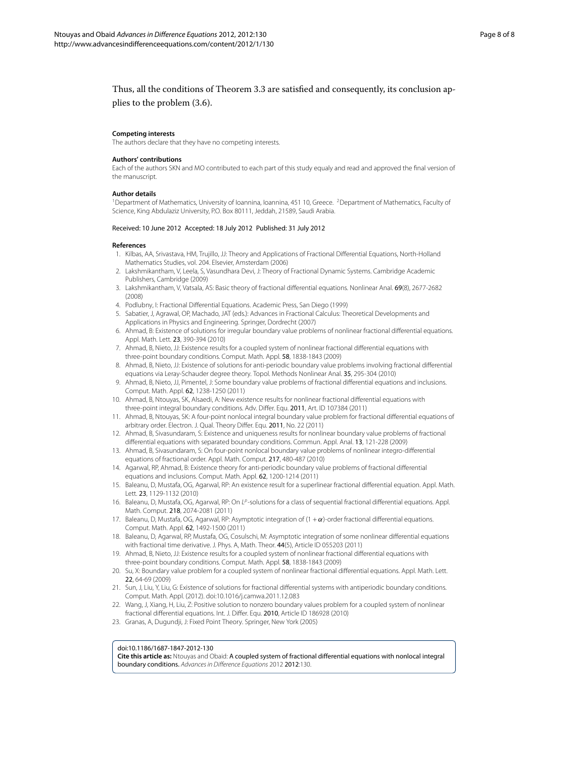Thus, all the conditions of Theorem 3.3 are satisfied and consequently, its conclusion applies to the problem (3.6).

#### Competing interests

The authors declare that they have no competing interests.

#### Authors' contributions

Each of the authors SKN and MO contributed to each part of this study equaly and read and approved the final version of the manuscript.

#### Author details

[1]Department of Mathematics, University of Ioannina, Ioannina, 451 10, Greece. [2]Department of Mathematics, Faculty of Science, King Abdulaziz University, P.O. Box 80111, Jeddah, 21589, Saudi Arabia.

Received: 10 June 2012 Accepted: 18 July 2012 Published: 31 July 2012

#### References

1. Kilbas, AA, Srivastava, HM, Trujillo, JJ: Theory and Applications of Fractional Differential Equations, North-Holland Mathematics Studies, vol. 204. Elsevier, Amsterdam (2006)
2. Lakshmikantham, V, Leela, S, Vasundhara Devi, J: Theory of Fractional Dynamic Systems. Cambridge Academic Publishers, Cambridge (2009)
3. Lakshmikantham, V, Vatsala, AS: Basic theory of fractional differential equations. Nonlinear Anal. **69**(8), 2677-2682 (2008)
4. Podlubny, I: Fractional Differential Equations. Academic Press, San Diego (1999)
5. Sabatier, J, Agrawal, OP, Machado, JAT (eds.): Advances in Fractional Calculus: Theoretical Developments and Applications in Physics and Engineering. Springer, Dordrecht (2007)
6. Ahmad, B: Existence of solutions for irregular boundary value problems of nonlinear fractional differential equations. Appl. Math. Lett. **23**, 390-394 (2010)
7. Ahmad, B, Nieto, JJ: Existence results for a coupled system of nonlinear fractional differential equations with three-point boundary conditions. Comput. Math. Appl. **58**, 1838-1843 (2009)
8. Ahmad, B, Nieto, JJ: Existence of solutions for anti-periodic boundary value problems involving fractional differential equations via Leray-Schauder degree theory. Topol. Methods Nonlinear Anal. **35**, 295-304 (2010)
9. Ahmad, B, Nieto, JJ, Pimentel, J: Some boundary value problems of fractional differential equations and inclusions. Comput. Math. Appl. **62**, 1238-1250 (2011)
10. Ahmad, B, Ntouyas, SK, Alsaedi, A: New existence results for nonlinear fractional differential equations with three-point integral boundary conditions. Adv. Differ. Equ. **2011**, Art. ID 107384 (2011)
11. Ahmad, B, Ntouyas, SK: A four-point nonlocal integral boundary value problem for fractional differential equations of arbitrary order. Electron. J. Qual. Theory Differ. Equ. **2011**, No. 22 (2011)
12. Ahmad, B, Sivasundaram, S: Existence and uniqueness results for nonlinear boundary value problems of fractional differential equations with separated boundary conditions. Commun. Appl. Anal. **13**, 121-228 (2009)
13. Ahmad, B, Sivasundaram, S: On four-point nonlocal boundary value problems of nonlinear integro-differential equations of fractional order. Appl. Math. Comput. **217**, 480-487 (2010)
14. Agarwal, RP, Ahmad, B: Existence theory for anti-periodic boundary value problems of fractional differential equations and inclusions. Comput. Math. Appl. **62**, 1200-1214 (2011)
15. Baleanu, D, Mustafa, OG, Agarwal, RP: An existence result for a superlinear fractional differential equation. Appl. Math. Lett. **23**, 1129-1132 (2010)
16. Baleanu, D, Mustafa, OG, Agarwal, RP: On $L^p$-solutions for a class of sequential fractional differential equations. Appl. Math. Comput. **218**, 2074-2081 (2011)
17. Baleanu, D, Mustafa, OG, Agarwal, RP: Asymptotic integration of $(1+\alpha)$-order fractional differential equations. Comput. Math. Appl. **62**, 1492-1500 (2011)
18. Baleanu, D, Agarwal, RP, Mustafa, OG, Cosulschi, M: Asymptotic integration of some nonlinear differential equations with fractional time derivative. J. Phys. A, Math. Theor. **44**(5), Article ID 055203 (2011)
19. Ahmad, B, Nieto, JJ: Existence results for a coupled system of nonlinear fractional differential equations with three-point boundary conditions. Comput. Math. Appl. **58**, 1838-1843 (2009)
20. Su, X: Boundary value problem for a coupled system of nonlinear fractional differential equations. Appl. Math. Lett. **22**, 64-69 (2009)
21. Sun, J, Liu, Y, Liu, G: Existence of solutions for fractional differential systems with antiperiodic boundary conditions. Comput. Math. Appl. (2012). doi:10.1016/j.camwa.2011.12.083
22. Wang, J, Xiang, H, Liu, Z: Positive solution to nonzero boundary values problem for a coupled system of nonlinear fractional differential equations. Int. J. Differ. Equ. **2010**, Article ID 186928 (2010)
23. Granas, A, Dugundji, J: Fixed Point Theory. Springer, New York (2005)

doi:10.1186/1687-1847-2012-130

**Cite this article as:** Ntouyas and Obaid: A coupled system of fractional differential equations with nonlocal integral boundary conditions. *Advances in Difference Equations* 2012 **2012**:130.